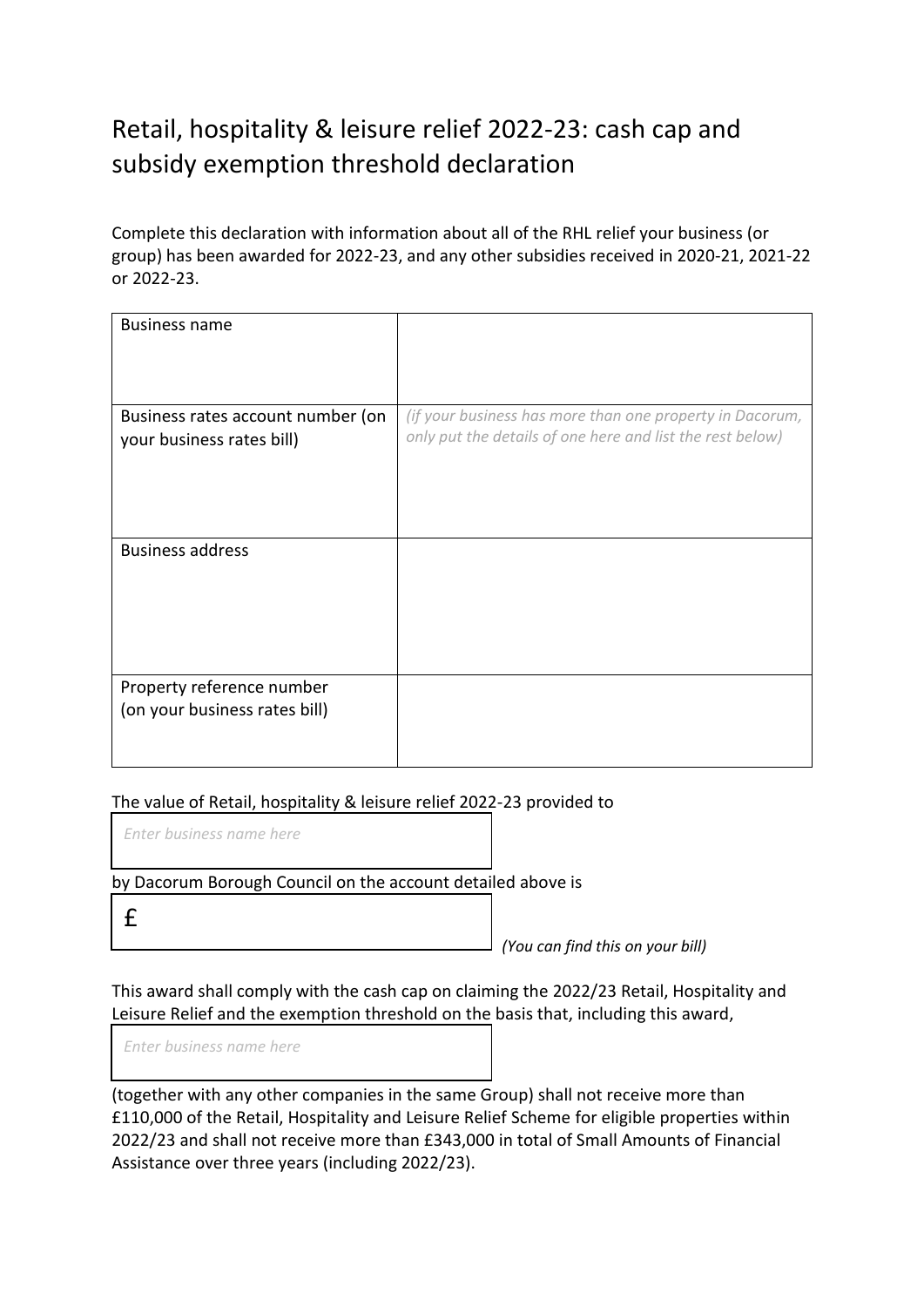# Retail, hospitality & leisure relief 2022-23: cash cap and subsidy exemption threshold declaration

Complete this declaration with information about all of the RHL relief your business (or group) has been awarded for 2022-23, and any other subsidies received in 2020-21, 2021-22 or 2022-23.

| Business name | |
|---|---|
| Business rates account number (on your business rates bill) | *(if your business has more than one property in Dacorum, only put the details of one here and list the rest below)* |
| Business address | |
| Property reference number (on your business rates bill) | |

The value of Retail, hospitality & leisure relief 2022-23 provided to

*Enter business name here*

by Dacorum Borough Council on the account detailed above is

£

*(You can find this on your bill)*

This award shall comply with the cash cap on claiming the 2022/23 Retail, Hospitality and Leisure Relief and the exemption threshold on the basis that, including this award,

*Enter business name here*

(together with any other companies in the same Group) shall not receive more than £110,000 of the Retail, Hospitality and Leisure Relief Scheme for eligible properties within 2022/23 and shall not receive more than £343,000 in total of Small Amounts of Financial Assistance over three years (including 2022/23).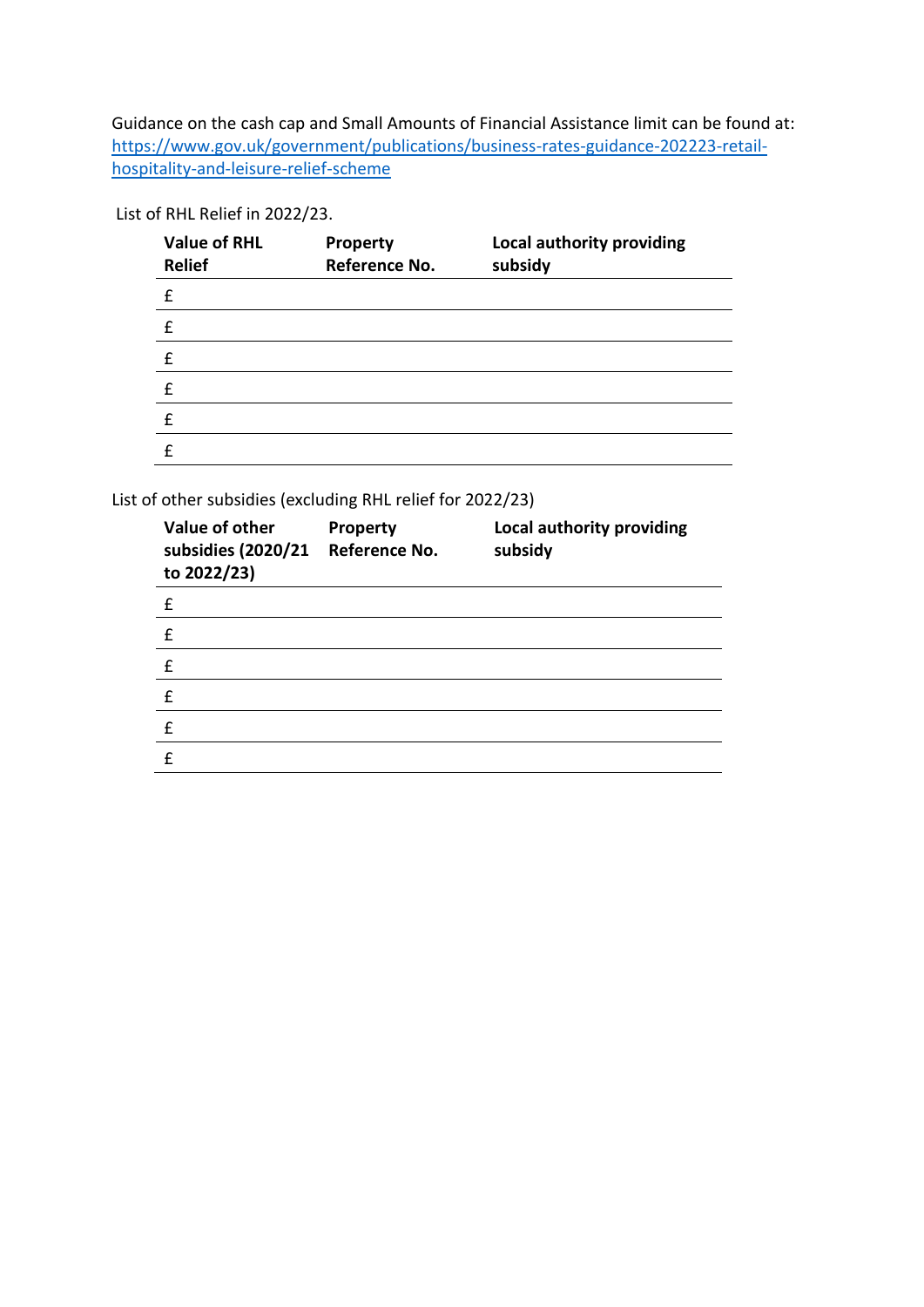Guidance on the cash cap and Small Amounts of Financial Assistance limit can be found at: https://www.gov.uk/government/publications/business-rates-guidance-202223-retail-hospitality-and-leisure-relief-scheme

List of RHL Relief in 2022/23.

| Value of RHL Relief | Property Reference No. | Local authority providing subsidy |
|---|---|---|
| £ | | |
| £ | | |
| £ | | |
| £ | | |
| £ | | |
| £ | | |

List of other subsidies (excluding RHL relief for 2022/23)

| Value of other subsidies (2020/21 to 2022/23) | Property Reference No. | Local authority providing subsidy |
|---|---|---|
| £ | | |
| £ | | |
| £ | | |
| £ | | |
| £ | | |
| £ | | |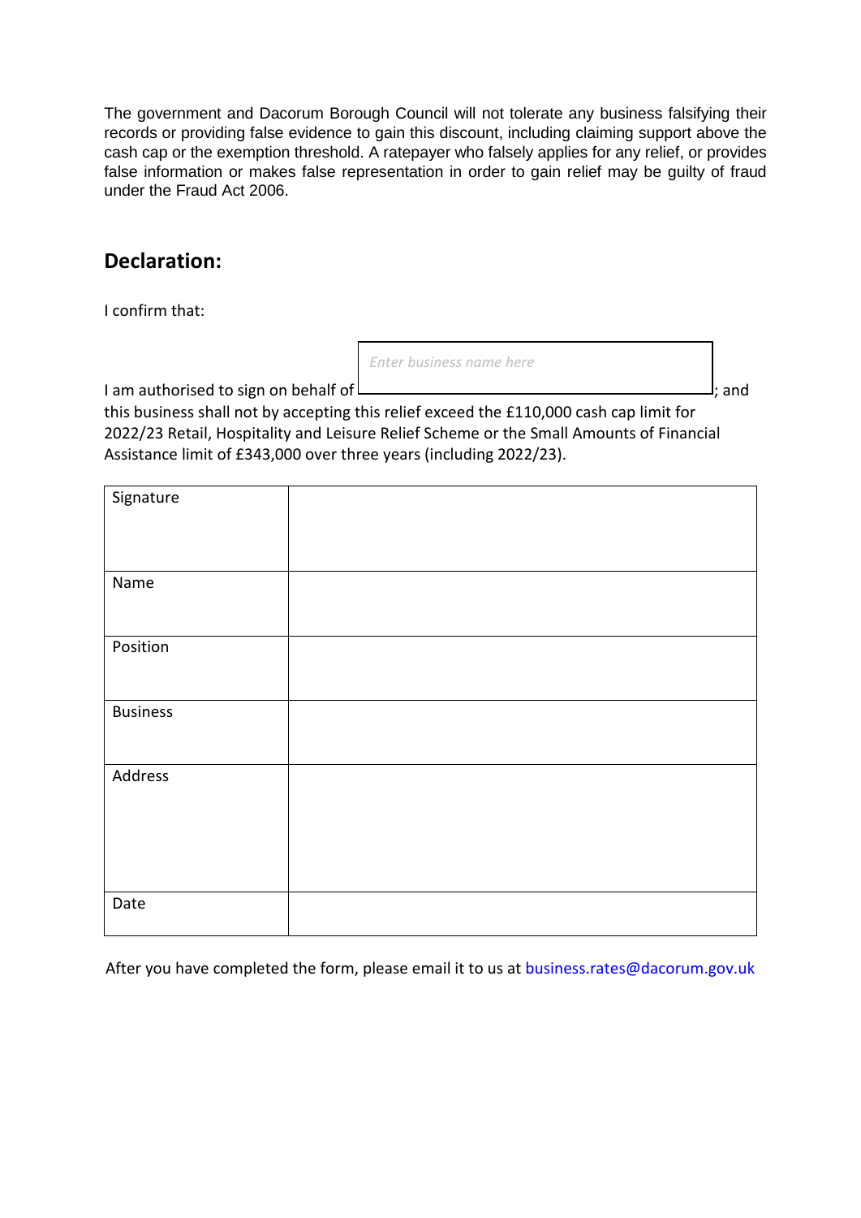The government and Dacorum Borough Council will not tolerate any business falsifying their records or providing false evidence to gain this discount, including claiming support above the cash cap or the exemption threshold. A ratepayer who falsely applies for any relief, or provides false information or makes false representation in order to gain relief may be guilty of fraud under the Fraud Act 2006.

## Declaration:

I confirm that:

I am authorised to sign on behalf of *Enter business name here*; and this business shall not by accepting this relief exceed the £110,000 cash cap limit for 2022/23 Retail, Hospitality and Leisure Relief Scheme or the Small Amounts of Financial Assistance limit of £343,000 over three years (including 2022/23).

| | |
|---|---|
| Signature | |
| Name | |
| Position | |
| Business | |
| Address | |
| Date | |

After you have completed the form, please email it to us at business.rates@dacorum.gov.uk